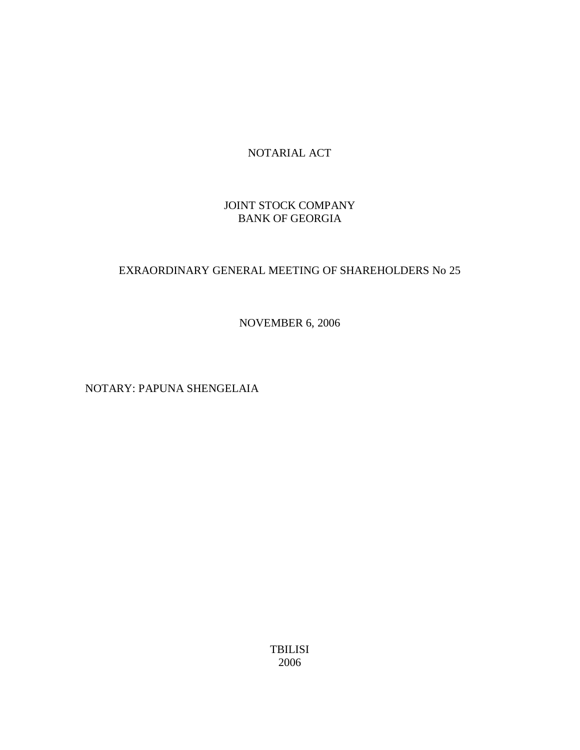# NOTARIAL ACT

## JOINT STOCK COMPANY
## BANK OF GEORGIA

## EXRAORDINARY GENERAL MEETING OF SHAREHOLDERS No 25

NOVEMBER 6, 2006

NOTARY: PAPUNA SHENGELAIA

TBILISI
2006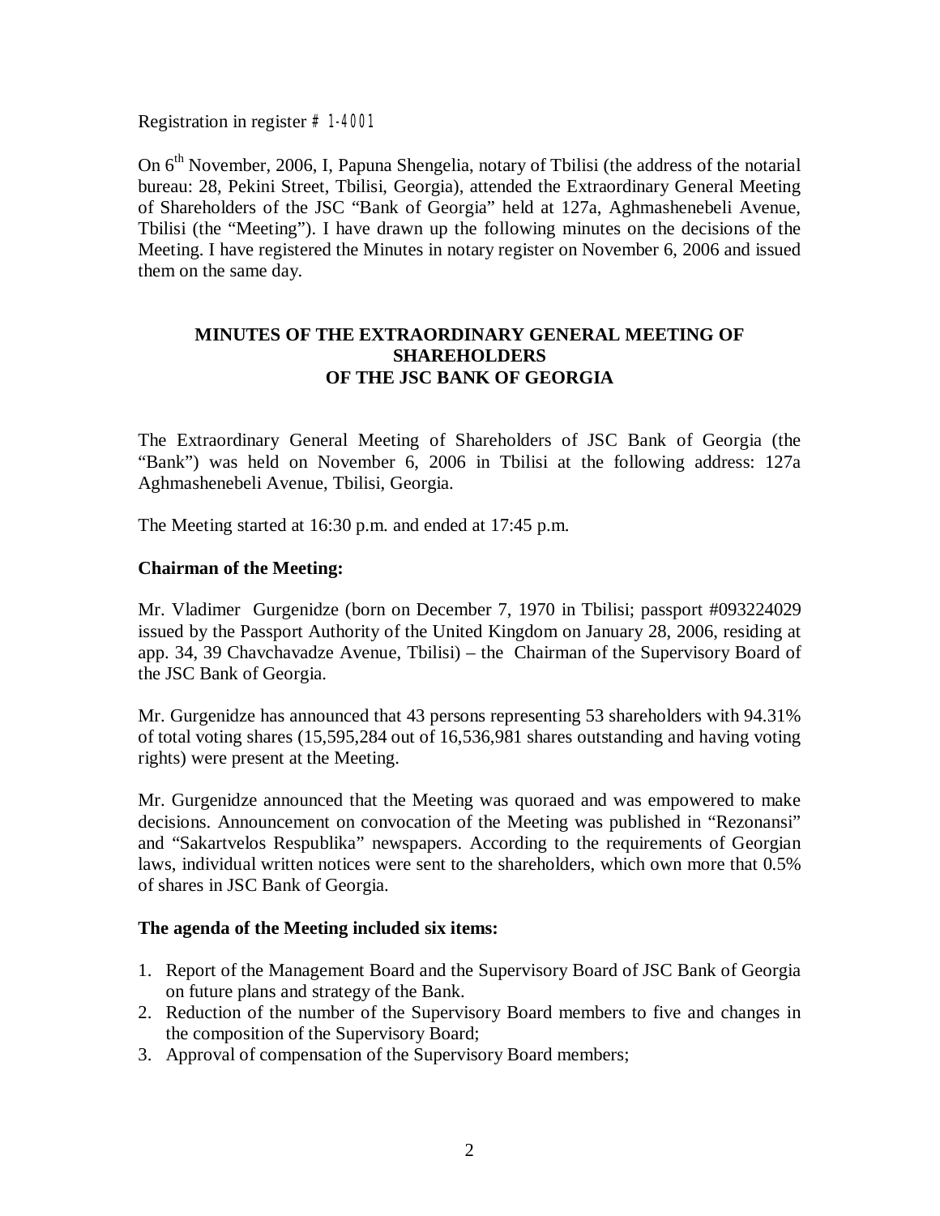Registration in register # 1-4001

On 6th November, 2006, I, Papuna Shengelia, notary of Tbilisi (the address of the notarial bureau: 28, Pekini Street, Tbilisi, Georgia), attended the Extraordinary General Meeting of Shareholders of the JSC "Bank of Georgia" held at 127a, Aghmashenebeli Avenue, Tbilisi (the "Meeting"). I have drawn up the following minutes on the decisions of the Meeting. I have registered the Minutes in notary register on November 6, 2006 and issued them on the same day.

## MINUTES OF THE EXTRAORDINARY GENERAL MEETING OF SHAREHOLDERS OF THE JSC BANK OF GEORGIA

The Extraordinary General Meeting of Shareholders of JSC Bank of Georgia (the "Bank") was held on November 6, 2006 in Tbilisi at the following address: 127a Aghmashenebeli Avenue, Tbilisi, Georgia.

The Meeting started at 16:30 p.m. and ended at 17:45 p.m.

**Chairman of the Meeting:**

Mr. Vladimer Gurgenidze (born on December 7, 1970 in Tbilisi; passport #093224029 issued by the Passport Authority of the United Kingdom on January 28, 2006, residing at app. 34, 39 Chavchavadze Avenue, Tbilisi) – the Chairman of the Supervisory Board of the JSC Bank of Georgia.

Mr. Gurgenidze has announced that 43 persons representing 53 shareholders with 94.31% of total voting shares (15,595,284 out of 16,536,981 shares outstanding and having voting rights) were present at the Meeting.

Mr. Gurgenidze announced that the Meeting was quoraed and was empowered to make decisions. Announcement on convocation of the Meeting was published in "Rezonansi" and "Sakartvelos Respublika" newspapers. According to the requirements of Georgian laws, individual written notices were sent to the shareholders, which own more that 0.5% of shares in JSC Bank of Georgia.

**The agenda of the Meeting included six items:**

1. Report of the Management Board and the Supervisory Board of JSC Bank of Georgia on future plans and strategy of the Bank.
2. Reduction of the number of the Supervisory Board members to five and changes in the composition of the Supervisory Board;
3. Approval of compensation of the Supervisory Board members;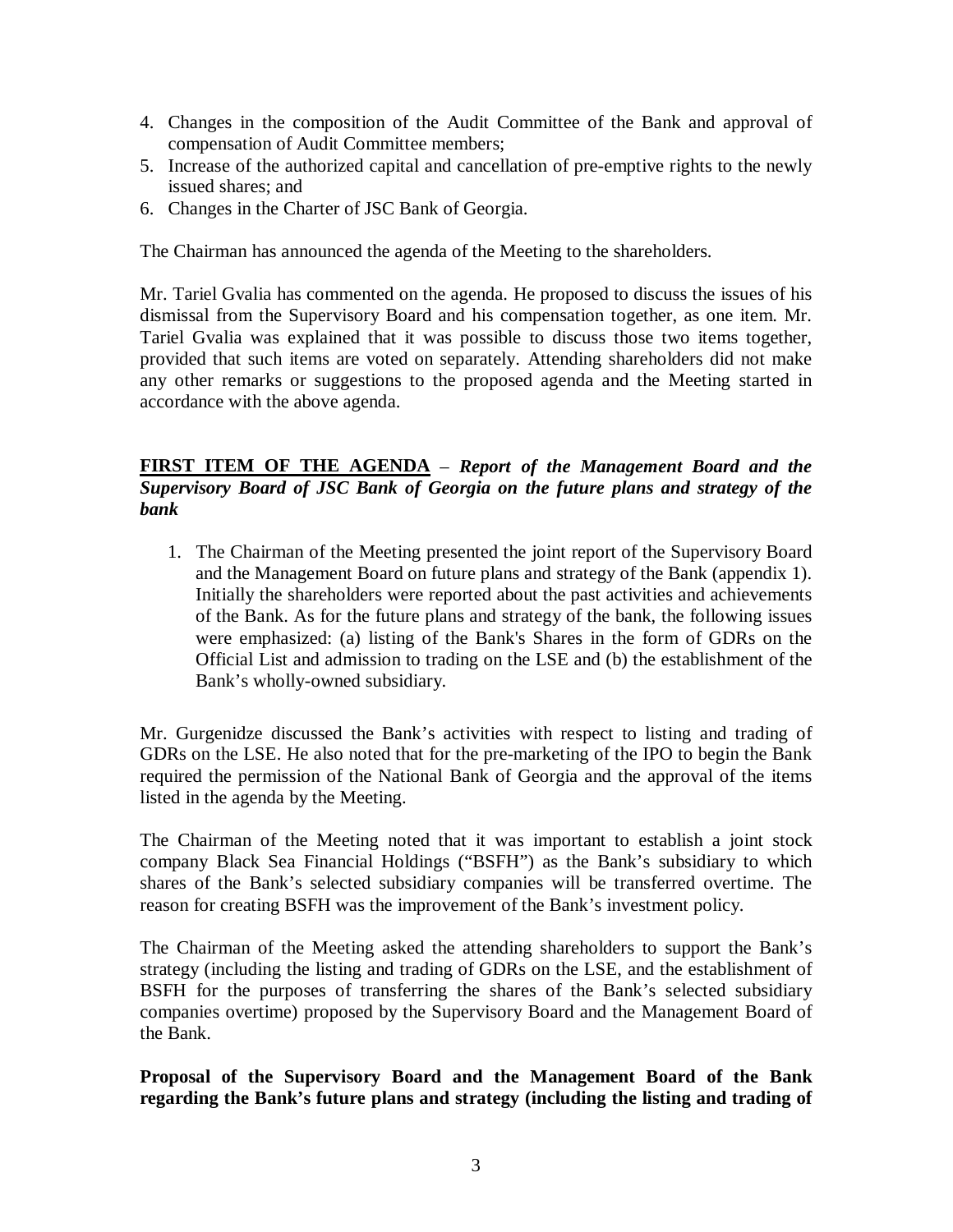4. Changes in the composition of the Audit Committee of the Bank and approval of compensation of Audit Committee members;
5. Increase of the authorized capital and cancellation of pre-emptive rights to the newly issued shares; and
6. Changes in the Charter of JSC Bank of Georgia.

The Chairman has announced the agenda of the Meeting to the shareholders.

Mr. Tariel Gvalia has commented on the agenda. He proposed to discuss the issues of his dismissal from the Supervisory Board and his compensation together, as one item. Mr. Tariel Gvalia was explained that it was possible to discuss those two items together, provided that such items are voted on separately. Attending shareholders did not make any other remarks or suggestions to the proposed agenda and the Meeting started in accordance with the above agenda.

**FIRST ITEM OF THE AGENDA** – ***Report of the Management Board and the Supervisory Board of JSC Bank of Georgia on the future plans and strategy of the bank***

1. The Chairman of the Meeting presented the joint report of the Supervisory Board and the Management Board on future plans and strategy of the Bank (appendix 1). Initially the shareholders were reported about the past activities and achievements of the Bank. As for the future plans and strategy of the bank, the following issues were emphasized: (a) listing of the Bank's Shares in the form of GDRs on the Official List and admission to trading on the LSE and (b) the establishment of the Bank's wholly-owned subsidiary.

Mr. Gurgenidze discussed the Bank's activities with respect to listing and trading of GDRs on the LSE. He also noted that for the pre-marketing of the IPO to begin the Bank required the permission of the National Bank of Georgia and the approval of the items listed in the agenda by the Meeting.

The Chairman of the Meeting noted that it was important to establish a joint stock company Black Sea Financial Holdings ("BSFH") as the Bank's subsidiary to which shares of the Bank's selected subsidiary companies will be transferred overtime. The reason for creating BSFH was the improvement of the Bank's investment policy.

The Chairman of the Meeting asked the attending shareholders to support the Bank's strategy (including the listing and trading of GDRs on the LSE, and the establishment of BSFH for the purposes of transferring the shares of the Bank's selected subsidiary companies overtime) proposed by the Supervisory Board and the Management Board of the Bank.

**Proposal of the Supervisory Board and the Management Board of the Bank regarding the Bank's future plans and strategy (including the listing and trading of**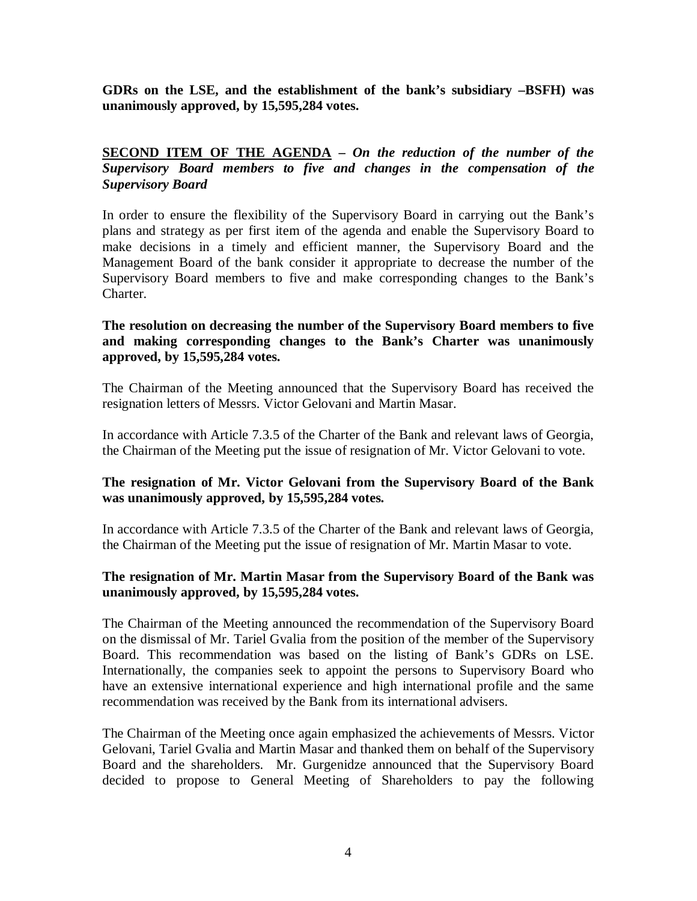**GDRs on the LSE, and the establishment of the bank's subsidiary –BSFH) was unanimously approved, by 15,595,284 votes.**

**<u>SECOND ITEM OF THE AGENDA</u> –** ***On the reduction of the number of the Supervisory Board members to five and changes in the compensation of the Supervisory Board***

In order to ensure the flexibility of the Supervisory Board in carrying out the Bank's plans and strategy as per first item of the agenda and enable the Supervisory Board to make decisions in a timely and efficient manner, the Supervisory Board and the Management Board of the bank consider it appropriate to decrease the number of the Supervisory Board members to five and make corresponding changes to the Bank's Charter.

**The resolution on decreasing the number of the Supervisory Board members to five and making corresponding changes to the Bank's Charter was unanimously approved, by 15,595,284 votes.**

The Chairman of the Meeting announced that the Supervisory Board has received the resignation letters of Messrs. Victor Gelovani and Martin Masar.

In accordance with Article 7.3.5 of the Charter of the Bank and relevant laws of Georgia, the Chairman of the Meeting put the issue of resignation of Mr. Victor Gelovani to vote.

**The resignation of Mr. Victor Gelovani from the Supervisory Board of the Bank was unanimously approved, by 15,595,284 votes.**

In accordance with Article 7.3.5 of the Charter of the Bank and relevant laws of Georgia, the Chairman of the Meeting put the issue of resignation of Mr. Martin Masar to vote.

**The resignation of Mr. Martin Masar from the Supervisory Board of the Bank was unanimously approved, by 15,595,284 votes.**

The Chairman of the Meeting announced the recommendation of the Supervisory Board on the dismissal of Mr. Tariel Gvalia from the position of the member of the Supervisory Board. This recommendation was based on the listing of Bank's GDRs on LSE. Internationally, the companies seek to appoint the persons to Supervisory Board who have an extensive international experience and high international profile and the same recommendation was received by the Bank from its international advisers.

The Chairman of the Meeting once again emphasized the achievements of Messrs. Victor Gelovani, Tariel Gvalia and Martin Masar and thanked them on behalf of the Supervisory Board and the shareholders. Mr. Gurgenidze announced that the Supervisory Board decided to propose to General Meeting of Shareholders to pay the following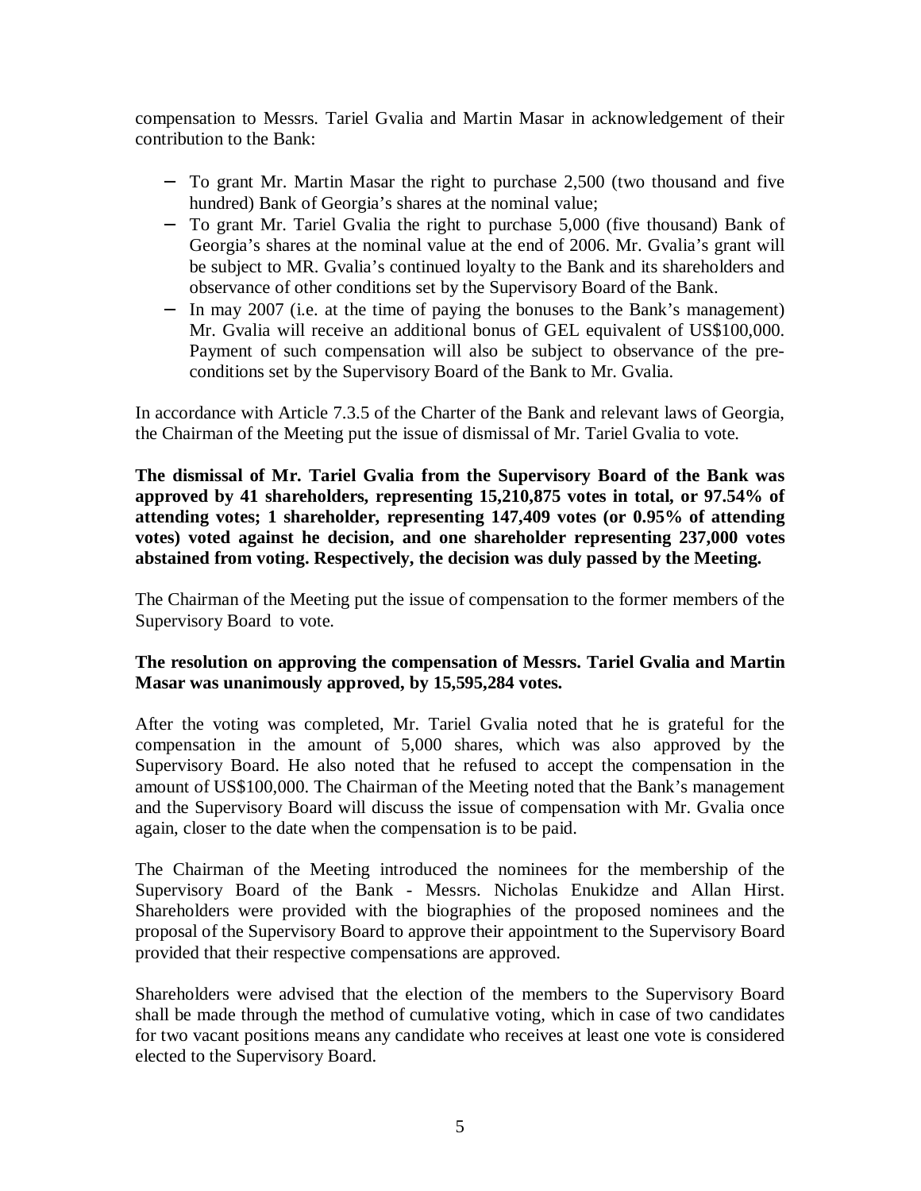compensation to Messrs. Tariel Gvalia and Martin Masar in acknowledgement of their contribution to the Bank:

- To grant Mr. Martin Masar the right to purchase 2,500 (two thousand and five hundred) Bank of Georgia's shares at the nominal value;
- To grant Mr. Tariel Gvalia the right to purchase 5,000 (five thousand) Bank of Georgia's shares at the nominal value at the end of 2006. Mr. Gvalia's grant will be subject to MR. Gvalia's continued loyalty to the Bank and its shareholders and observance of other conditions set by the Supervisory Board of the Bank.
- In may 2007 (i.e. at the time of paying the bonuses to the Bank's management) Mr. Gvalia will receive an additional bonus of GEL equivalent of US$100,000. Payment of such compensation will also be subject to observance of the pre-conditions set by the Supervisory Board of the Bank to Mr. Gvalia.

In accordance with Article 7.3.5 of the Charter of the Bank and relevant laws of Georgia, the Chairman of the Meeting put the issue of dismissal of Mr. Tariel Gvalia to vote.

**The dismissal of Mr. Tariel Gvalia from the Supervisory Board of the Bank was approved by 41 shareholders, representing 15,210,875 votes in total, or 97.54% of attending votes; 1 shareholder, representing 147,409 votes (or 0.95% of attending votes) voted against he decision, and one shareholder representing 237,000 votes abstained from voting. Respectively, the decision was duly passed by the Meeting.**

The Chairman of the Meeting put the issue of compensation to the former members of the Supervisory Board to vote.

**The resolution on approving the compensation of Messrs. Tariel Gvalia and Martin Masar was unanimously approved, by 15,595,284 votes.**

After the voting was completed, Mr. Tariel Gvalia noted that he is grateful for the compensation in the amount of 5,000 shares, which was also approved by the Supervisory Board. He also noted that he refused to accept the compensation in the amount of US$100,000. The Chairman of the Meeting noted that the Bank's management and the Supervisory Board will discuss the issue of compensation with Mr. Gvalia once again, closer to the date when the compensation is to be paid.

The Chairman of the Meeting introduced the nominees for the membership of the Supervisory Board of the Bank - Messrs. Nicholas Enukidze and Allan Hirst. Shareholders were provided with the biographies of the proposed nominees and the proposal of the Supervisory Board to approve their appointment to the Supervisory Board provided that their respective compensations are approved.

Shareholders were advised that the election of the members to the Supervisory Board shall be made through the method of cumulative voting, which in case of two candidates for two vacant positions means any candidate who receives at least one vote is considered elected to the Supervisory Board.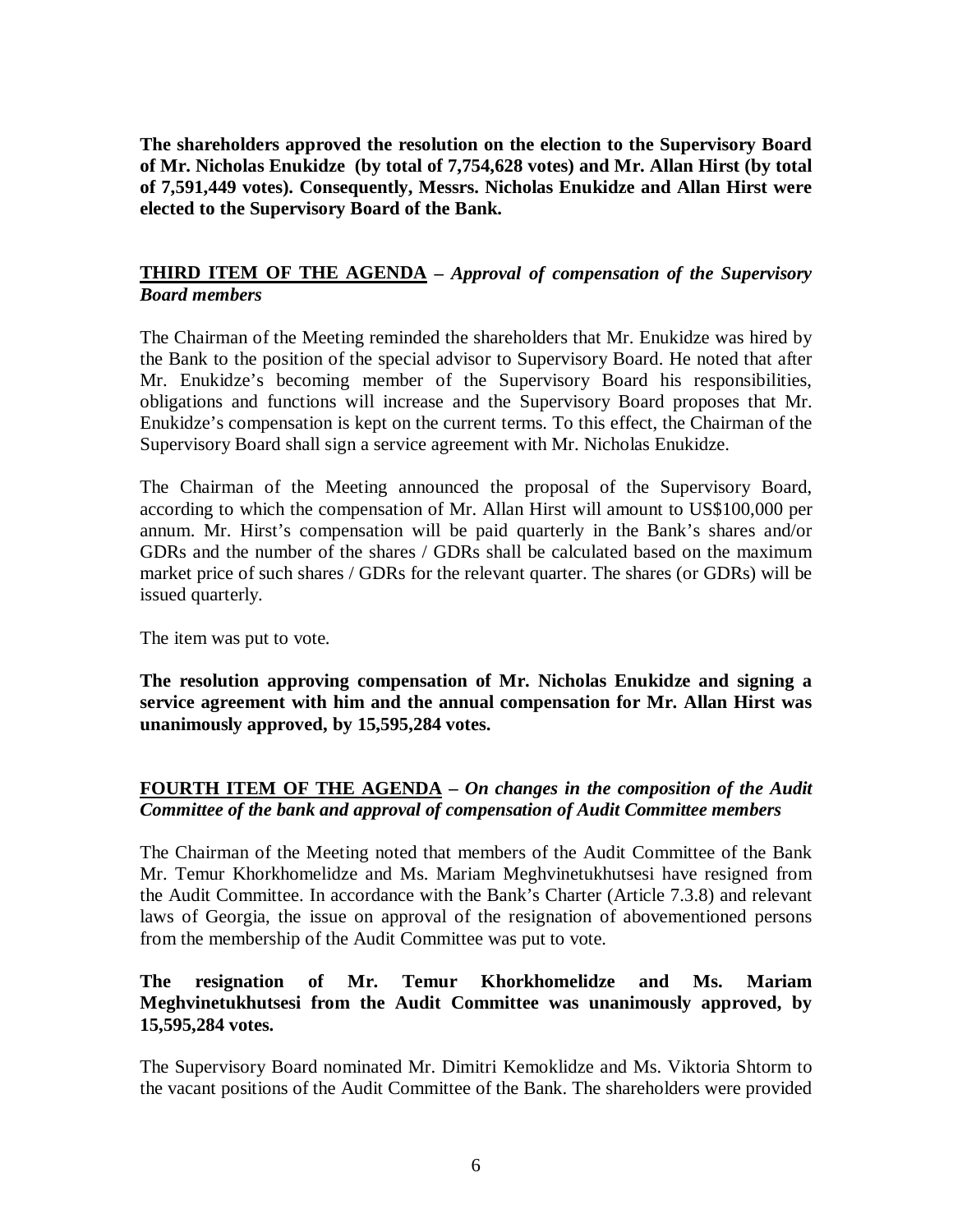**The shareholders approved the resolution on the election to the Supervisory Board of Mr. Nicholas Enukidze (by total of 7,754,628 votes) and Mr. Allan Hirst (by total of 7,591,449 votes). Consequently, Messrs. Nicholas Enukidze and Allan Hirst were elected to the Supervisory Board of the Bank.**

**<u>THIRD ITEM OF THE AGENDA</u> –** ***Approval of compensation of the Supervisory Board members***

The Chairman of the Meeting reminded the shareholders that Mr. Enukidze was hired by the Bank to the position of the special advisor to Supervisory Board. He noted that after Mr. Enukidze's becoming member of the Supervisory Board his responsibilities, obligations and functions will increase and the Supervisory Board proposes that Mr. Enukidze's compensation is kept on the current terms. To this effect, the Chairman of the Supervisory Board shall sign a service agreement with Mr. Nicholas Enukidze.

The Chairman of the Meeting announced the proposal of the Supervisory Board, according to which the compensation of Mr. Allan Hirst will amount to US$100,000 per annum. Mr. Hirst's compensation will be paid quarterly in the Bank's shares and/or GDRs and the number of the shares / GDRs shall be calculated based on the maximum market price of such shares / GDRs for the relevant quarter. The shares (or GDRs) will be issued quarterly.

The item was put to vote.

**The resolution approving compensation of Mr. Nicholas Enukidze and signing a service agreement with him and the annual compensation for Mr. Allan Hirst was unanimously approved, by 15,595,284 votes.**

**<u>FOURTH ITEM OF THE AGENDA</u> –** ***On changes in the composition of the Audit Committee of the bank and approval of compensation of Audit Committee members***

The Chairman of the Meeting noted that members of the Audit Committee of the Bank Mr. Temur Khorkhomelidze and Ms. Mariam Meghvinetukhutsesi have resigned from the Audit Committee. In accordance with the Bank's Charter (Article 7.3.8) and relevant laws of Georgia, the issue on approval of the resignation of abovementioned persons from the membership of the Audit Committee was put to vote.

**The resignation of Mr. Temur Khorkhomelidze and Ms. Mariam Meghvinetukhutsesi from the Audit Committee was unanimously approved, by 15,595,284 votes.**

The Supervisory Board nominated Mr. Dimitri Kemoklidze and Ms. Viktoria Shtorm to the vacant positions of the Audit Committee of the Bank. The shareholders were provided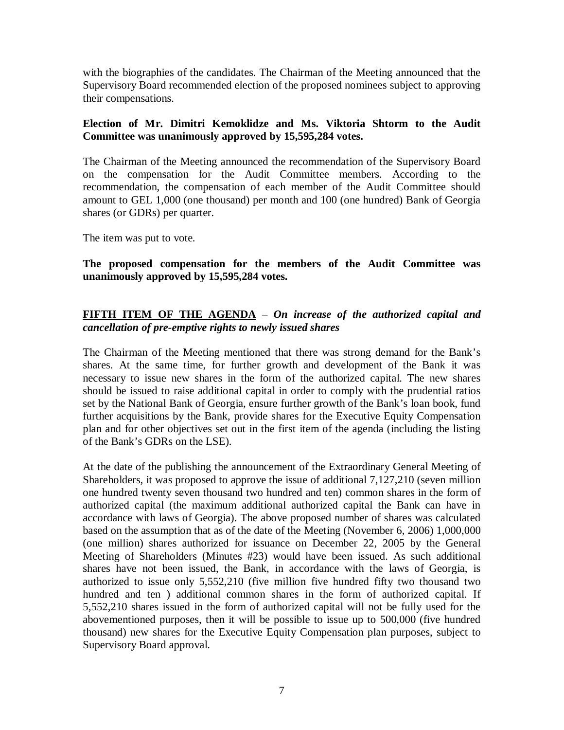with the biographies of the candidates. The Chairman of the Meeting announced that the Supervisory Board recommended election of the proposed nominees subject to approving their compensations.

**Election of Mr. Dimitri Kemoklidze and Ms. Viktoria Shtorm to the Audit Committee was unanimously approved by 15,595,284 votes.**

The Chairman of the Meeting announced the recommendation of the Supervisory Board on the compensation for the Audit Committee members. According to the recommendation, the compensation of each member of the Audit Committee should amount to GEL 1,000 (one thousand) per month and 100 (one hundred) Bank of Georgia shares (or GDRs) per quarter.

The item was put to vote.

**The proposed compensation for the members of the Audit Committee was unanimously approved by 15,595,284 votes.**

**FIFTH ITEM OF THE AGENDA** – ***On increase of the authorized capital and cancellation of pre-emptive rights to newly issued shares***

The Chairman of the Meeting mentioned that there was strong demand for the Bank's shares. At the same time, for further growth and development of the Bank it was necessary to issue new shares in the form of the authorized capital. The new shares should be issued to raise additional capital in order to comply with the prudential ratios set by the National Bank of Georgia, ensure further growth of the Bank's loan book, fund further acquisitions by the Bank, provide shares for the Executive Equity Compensation plan and for other objectives set out in the first item of the agenda (including the listing of the Bank's GDRs on the LSE).

At the date of the publishing the announcement of the Extraordinary General Meeting of Shareholders, it was proposed to approve the issue of additional 7,127,210 (seven million one hundred twenty seven thousand two hundred and ten) common shares in the form of authorized capital (the maximum additional authorized capital the Bank can have in accordance with laws of Georgia). The above proposed number of shares was calculated based on the assumption that as of the date of the Meeting (November 6, 2006) 1,000,000 (one million) shares authorized for issuance on December 22, 2005 by the General Meeting of Shareholders (Minutes #23) would have been issued. As such additional shares have not been issued, the Bank, in accordance with the laws of Georgia, is authorized to issue only 5,552,210 (five million five hundred fifty two thousand two hundred and ten ) additional common shares in the form of authorized capital. If 5,552,210 shares issued in the form of authorized capital will not be fully used for the abovementioned purposes, then it will be possible to issue up to 500,000 (five hundred thousand) new shares for the Executive Equity Compensation plan purposes, subject to Supervisory Board approval.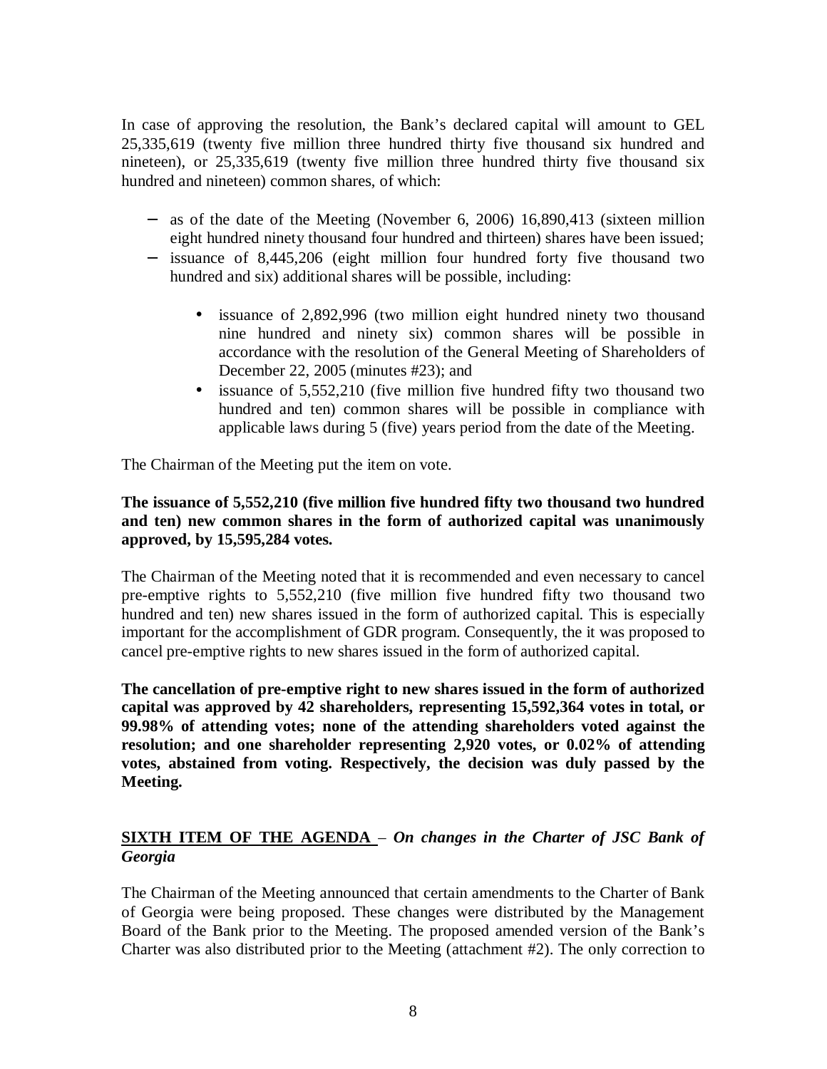In case of approving the resolution, the Bank's declared capital will amount to GEL 25,335,619 (twenty five million three hundred thirty five thousand six hundred and nineteen), or 25,335,619 (twenty five million three hundred thirty five thousand six hundred and nineteen) common shares, of which:

- as of the date of the Meeting (November 6, 2006) 16,890,413 (sixteen million eight hundred ninety thousand four hundred and thirteen) shares have been issued;
- issuance of 8,445,206 (eight million four hundred forty five thousand two hundred and six) additional shares will be possible, including:
  - issuance of 2,892,996 (two million eight hundred ninety two thousand nine hundred and ninety six) common shares will be possible in accordance with the resolution of the General Meeting of Shareholders of December 22, 2005 (minutes #23); and
  - issuance of 5,552,210 (five million five hundred fifty two thousand two hundred and ten) common shares will be possible in compliance with applicable laws during 5 (five) years period from the date of the Meeting.

The Chairman of the Meeting put the item on vote.

**The issuance of 5,552,210 (five million five hundred fifty two thousand two hundred and ten) new common shares in the form of authorized capital was unanimously approved, by 15,595,284 votes.**

The Chairman of the Meeting noted that it is recommended and even necessary to cancel pre-emptive rights to 5,552,210 (five million five hundred fifty two thousand two hundred and ten) new shares issued in the form of authorized capital. This is especially important for the accomplishment of GDR program. Consequently, the it was proposed to cancel pre-emptive rights to new shares issued in the form of authorized capital.

**The cancellation of pre-emptive right to new shares issued in the form of authorized capital was approved by 42 shareholders, representing 15,592,364 votes in total, or 99.98% of attending votes; none of the attending shareholders voted against the resolution; and one shareholder representing 2,920 votes, or 0.02% of attending votes, abstained from voting. Respectively, the decision was duly passed by the Meeting.**

**SIXTH ITEM OF THE AGENDA** – ***On changes in the Charter of JSC Bank of Georgia***

The Chairman of the Meeting announced that certain amendments to the Charter of Bank of Georgia were being proposed. These changes were distributed by the Management Board of the Bank prior to the Meeting. The proposed amended version of the Bank's Charter was also distributed prior to the Meeting (attachment #2). The only correction to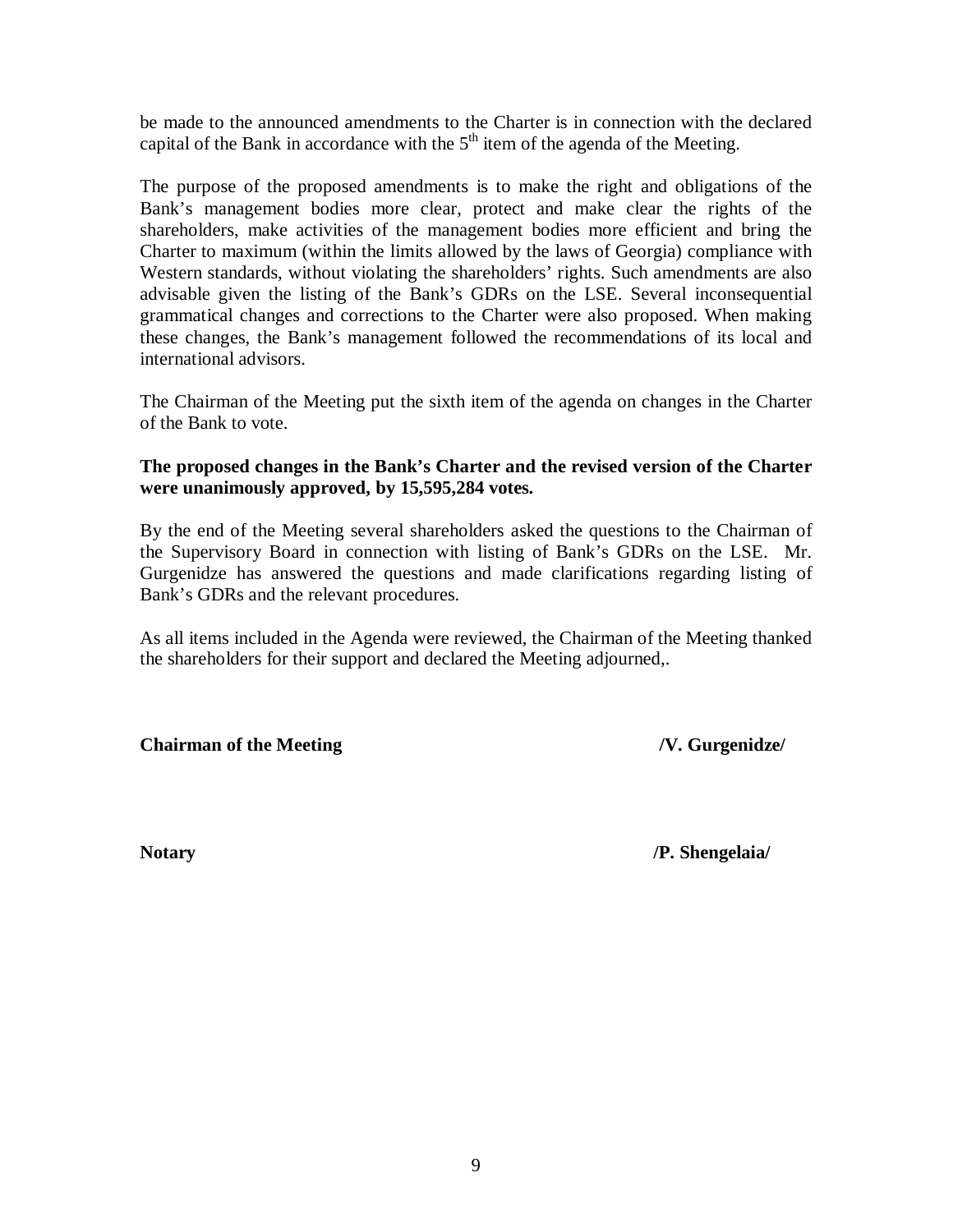be made to the announced amendments to the Charter is in connection with the declared capital of the Bank in accordance with the 5th item of the agenda of the Meeting.

The purpose of the proposed amendments is to make the right and obligations of the Bank's management bodies more clear, protect and make clear the rights of the shareholders, make activities of the management bodies more efficient and bring the Charter to maximum (within the limits allowed by the laws of Georgia) compliance with Western standards, without violating the shareholders' rights. Such amendments are also advisable given the listing of the Bank's GDRs on the LSE. Several inconsequential grammatical changes and corrections to the Charter were also proposed. When making these changes, the Bank's management followed the recommendations of its local and international advisors.

The Chairman of the Meeting put the sixth item of the agenda on changes in the Charter of the Bank to vote.

**The proposed changes in the Bank's Charter and the revised version of the Charter were unanimously approved, by 15,595,284 votes.**

By the end of the Meeting several shareholders asked the questions to the Chairman of the Supervisory Board in connection with listing of Bank's GDRs on the LSE. Mr. Gurgenidze has answered the questions and made clarifications regarding listing of Bank's GDRs and the relevant procedures.

As all items included in the Agenda were reviewed, the Chairman of the Meeting thanked the shareholders for their support and declared the Meeting adjourned,.

**Chairman of the Meeting** **/V. Gurgenidze/**

**Notary** **/P. Shengelaia/**